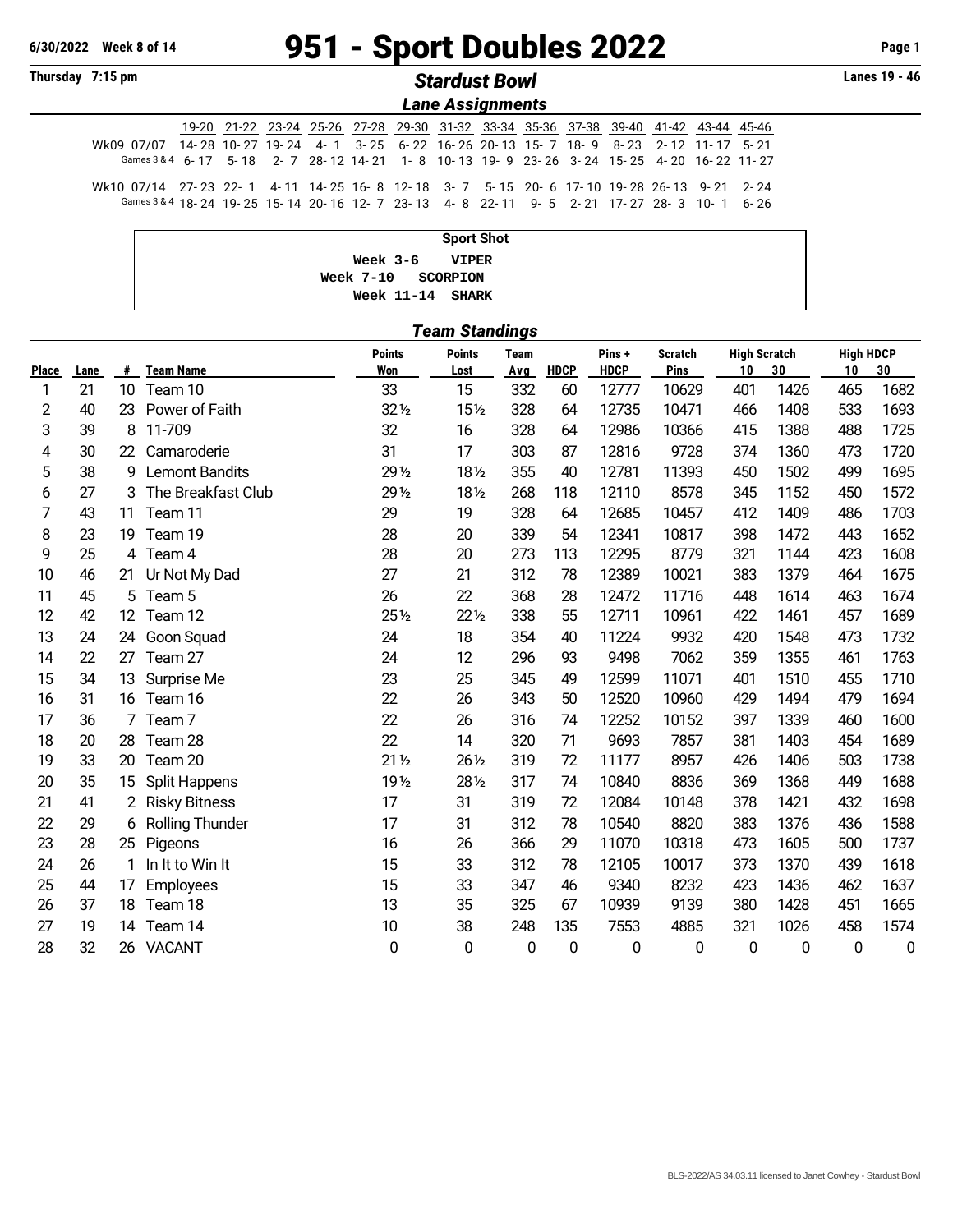6/30/2022 Week 8 of 14

# 951 - Sport Doubles 2022

Thursday 7:15 pm

## Stardust Bowl

Lanes 19 - 46

### Lane Assignments

| | 19-20 | 21-22 | 23-24 | 25-26 | 27-28 | 29-30 | 31-32 | 33-34 | 35-36 | 37-38 | 39-40 | 41-42 | 43-44 | 45-46 |
|---|---|---|---|---|---|---|---|---|---|---|---|---|---|---|
| Wk09 07/07 | 14-28 | 10-27 | 19-24 | 4-1 | 3-25 | 6-22 | 16-26 | 20-13 | 15-7 | 18-9 | 8-23 | 2-12 | 11-17 | 5-21 |
| Games 3 & 4 | 6-17 | 5-18 | 2-7 | 28-12 | 14-21 | 1-8 | 10-13 | 19-9 | 23-26 | 3-24 | 15-25 | 4-20 | 16-22 | 11-27 |
| Wk10 07/14 | 27-23 | 22-1 | 4-11 | 14-25 | 16-8 | 12-18 | 3-7 | 5-15 | 20-6 | 17-10 | 19-28 | 26-13 | 9-21 | 2-24 |
| Games 3 & 4 | 18-24 | 19-25 | 15-14 | 20-16 | 12-7 | 23-13 | 4-8 | 22-11 | 9-5 | 2-21 | 17-27 | 28-3 | 10-1 | 6-26 |

**Sport Shot**

```
Week 3-6    VIPER
Week 7-10   SCORPION
Week 11-14  SHARK
```

### Team Standings

| Place | Lane | # | Team Name | Points Won | Points Lost | Team Avg | HDCP | Pins + HDCP | Scratch Pins | High Scratch 10 | High Scratch 30 | High HDCP 10 | High HDCP 30 |
|---|---|---|---|---|---|---|---|---|---|---|---|---|---|
| 1 | 21 | 10 | Team 10 | 33 | 15 | 332 | 60 | 12777 | 10629 | 401 | 1426 | 465 | 1682 |
| 2 | 40 | 23 | Power of Faith | 32½ | 15½ | 328 | 64 | 12735 | 10471 | 466 | 1408 | 533 | 1693 |
| 3 | 39 | 8 | 11-709 | 32 | 16 | 328 | 64 | 12986 | 10366 | 415 | 1388 | 488 | 1725 |
| 4 | 30 | 22 | Camaroderie | 31 | 17 | 303 | 87 | 12816 | 9728 | 374 | 1360 | 473 | 1720 |
| 5 | 38 | 9 | Lemont Bandits | 29½ | 18½ | 355 | 40 | 12781 | 11393 | 450 | 1502 | 499 | 1695 |
| 6 | 27 | 3 | The Breakfast Club | 29½ | 18½ | 268 | 118 | 12110 | 8578 | 345 | 1152 | 450 | 1572 |
| 7 | 43 | 11 | Team 11 | 29 | 19 | 328 | 64 | 12685 | 10457 | 412 | 1409 | 486 | 1703 |
| 8 | 23 | 19 | Team 19 | 28 | 20 | 339 | 54 | 12341 | 10817 | 398 | 1472 | 443 | 1652 |
| 9 | 25 | 4 | Team 4 | 28 | 20 | 273 | 113 | 12295 | 8779 | 321 | 1144 | 423 | 1608 |
| 10 | 46 | 21 | Ur Not My Dad | 27 | 21 | 312 | 78 | 12389 | 10021 | 383 | 1379 | 464 | 1675 |
| 11 | 45 | 5 | Team 5 | 26 | 22 | 368 | 28 | 12472 | 11716 | 448 | 1614 | 463 | 1674 |
| 12 | 42 | 12 | Team 12 | 25½ | 22½ | 338 | 55 | 12711 | 10961 | 422 | 1461 | 457 | 1689 |
| 13 | 24 | 24 | Goon Squad | 24 | 18 | 354 | 40 | 11224 | 9932 | 420 | 1548 | 473 | 1732 |
| 14 | 22 | 27 | Team 27 | 24 | 12 | 296 | 93 | 9498 | 7062 | 359 | 1355 | 461 | 1763 |
| 15 | 34 | 13 | Surprise Me | 23 | 25 | 345 | 49 | 12599 | 11071 | 401 | 1510 | 455 | 1710 |
| 16 | 31 | 16 | Team 16 | 22 | 26 | 343 | 50 | 12520 | 10960 | 429 | 1494 | 479 | 1694 |
| 17 | 36 | 7 | Team 7 | 22 | 26 | 316 | 74 | 12252 | 10152 | 397 | 1339 | 460 | 1600 |
| 18 | 20 | 28 | Team 28 | 22 | 14 | 320 | 71 | 9693 | 7857 | 381 | 1403 | 454 | 1689 |
| 19 | 33 | 20 | Team 20 | 21½ | 26½ | 319 | 72 | 11177 | 8957 | 426 | 1406 | 503 | 1738 |
| 20 | 35 | 15 | Split Happens | 19½ | 28½ | 317 | 74 | 10840 | 8836 | 369 | 1368 | 449 | 1688 |
| 21 | 41 | 2 | Risky Bitness | 17 | 31 | 319 | 72 | 12084 | 10148 | 378 | 1421 | 432 | 1698 |
| 22 | 29 | 6 | Rolling Thunder | 17 | 31 | 312 | 78 | 10540 | 8820 | 383 | 1376 | 436 | 1588 |
| 23 | 28 | 25 | Pigeons | 16 | 26 | 366 | 29 | 11070 | 10318 | 473 | 1605 | 500 | 1737 |
| 24 | 26 | 1 | In It to Win It | 15 | 33 | 312 | 78 | 12105 | 10017 | 373 | 1370 | 439 | 1618 |
| 25 | 44 | 17 | Employees | 15 | 33 | 347 | 46 | 9340 | 8232 | 423 | 1436 | 462 | 1637 |
| 26 | 37 | 18 | Team 18 | 13 | 35 | 325 | 67 | 10939 | 9139 | 380 | 1428 | 451 | 1665 |
| 27 | 19 | 14 | Team 14 | 10 | 38 | 248 | 135 | 7553 | 4885 | 321 | 1026 | 458 | 1574 |
| 28 | 32 | 26 | VACANT | 0 | 0 | 0 | 0 | 0 | 0 | 0 | 0 | 0 | 0 |

BLS-2022/AS 34.03.11 licensed to Janet Cowhey - Stardust Bowl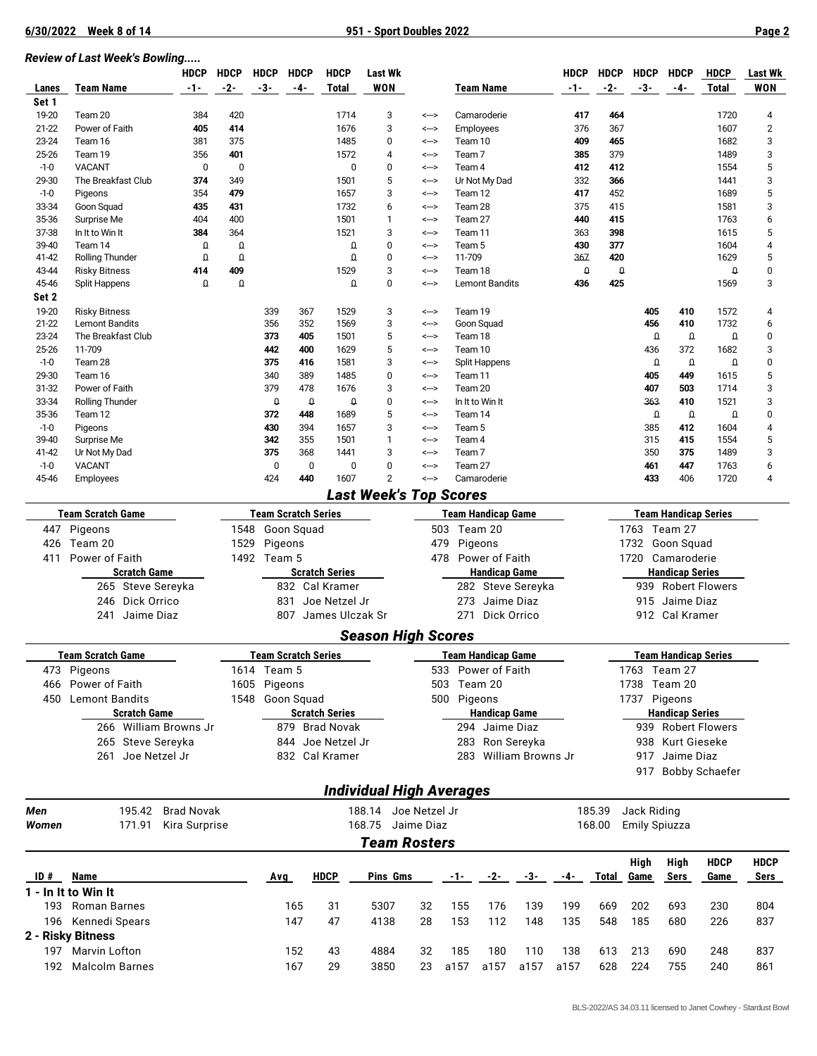## Review of Last Week's Bowling.....

| Lanes | Team Name | HDCP -1- | HDCP -2- | HDCP -3- | HDCP -4- | HDCP Total | Last Wk WON | | Team Name | HDCP -1- | HDCP -2- | HDCP -3- | HDCP -4- | HDCP Total | Last Wk WON |
|---|---|---|---|---|---|---|---|---|---|---|---|---|---|---|---|
| **Set 1** | | | | | | | | | | | | | | | |
| 19-20 | Team 20 | 384 | 420 | | | 1714 | 3 | <--> | Camaroderie | **417** | **464** | | | 1720 | 4 |
| 21-22 | Power of Faith | **405** | **414** | | | 1676 | 3 | <--> | Employees | 376 | 367 | | | 1607 | 2 |
| 23-24 | Team 16 | 381 | 375 | | | 1485 | 0 | <--> | Team 10 | **409** | **465** | | | 1682 | 3 |
| 25-26 | Team 19 | 356 | **401** | | | 1572 | 4 | <--> | Team 7 | **385** | 379 | | | 1489 | 3 |
| -1-0 | VACANT | 0 | 0 | | | 0 | 0 | <--> | Team 4 | **412** | **412** | | | 1554 | 5 |
| 29-30 | The Breakfast Club | **374** | 349 | | | 1501 | 5 | <--> | Ur Not My Dad | 332 | **366** | | | 1441 | 3 |
| -1-0 | Pigeons | 354 | **479** | | | 1657 | 3 | <--> | Team 12 | **417** | 452 | | | 1689 | 5 |
| 33-34 | Goon Squad | **435** | **431** | | | 1732 | 6 | <--> | Team 28 | 375 | 415 | | | 1581 | 3 |
| 35-36 | Surprise Me | 404 | 400 | | | 1501 | 1 | <--> | Team 27 | **440** | **415** | | | 1763 | 6 |
| 37-38 | In It to Win It | **384** | 364 | | | 1521 | 3 | <--> | Team 11 | 363 | **398** | | | 1615 | 5 |
| 39-40 | Team 14 | 0 | 0 | | | 0 | 0 | <--> | Team 5 | **430** | 377 | | | 1604 | 4 |
| 41-42 | Rolling Thunder | 0 | 0 | | | 0 | 0 | <--> | 11-709 | 367 | **420** | | | 1629 | 5 |
| 43-44 | Risky Bitness | **414** | **409** | | | 1529 | 3 | <--> | Team 18 | 0 | 0 | | | 0 | 0 |
| 45-46 | Split Happens | 0 | 0 | | | 0 | 0 | <--> | Lemont Bandits | **436** | **425** | | | 1569 | 3 |
| **Set 2** | | | | | | | | | | | | | | | |
| 19-20 | Risky Bitness | | | 339 | 367 | 1529 | 3 | <--> | Team 19 | | | **405** | **410** | 1572 | 4 |
| 21-22 | Lemont Bandits | | | 356 | 352 | 1569 | 3 | <--> | Goon Squad | | | **456** | **410** | 1732 | 6 |
| 23-24 | The Breakfast Club | | | **373** | **405** | 1501 | 5 | <--> | Team 18 | | | 0 | 0 | 0 | 0 |
| 25-26 | 11-709 | | | **442** | **400** | 1629 | 5 | <--> | Team 10 | | | 436 | 372 | 1682 | 3 |
| -1-0 | Team 28 | | | **375** | **416** | 1581 | 3 | <--> | Split Happens | | | 0 | 0 | 0 | 0 |
| 29-30 | Team 16 | | | 340 | 389 | 1485 | 0 | <--> | Team 11 | | | **405** | **449** | 1615 | 5 |
| 31-32 | Power of Faith | | | 379 | 478 | 1676 | 3 | <--> | Team 20 | | | **407** | **503** | 1714 | 3 |
| 33-34 | Rolling Thunder | | | 0 | 0 | 0 | 0 | <--> | In It to Win It | | | 363 | **410** | 1521 | 3 |
| 35-36 | Team 12 | | | **372** | **448** | 1689 | 5 | <--> | Team 14 | | | 0 | 0 | 0 | 0 |
| -1-0 | Pigeons | | | **430** | 394 | 1657 | 3 | <--> | Team 5 | | | 385 | **412** | 1604 | 4 |
| 39-40 | Surprise Me | | | **342** | 355 | 1501 | 1 | <--> | Team 4 | | | 315 | **415** | 1554 | 5 |
| 41-42 | Ur Not My Dad | | | **375** | 368 | 1441 | 3 | <--> | Team 7 | | | 350 | **375** | 1489 | 3 |
| -1-0 | VACANT | | | 0 | 0 | 0 | 0 | <--> | Team 27 | | | **461** | **447** | 1763 | 6 |
| 45-46 | Employees | | | 424 | **440** | 1607 | 2 | <--> | Camaroderie | | | **433** | 406 | 1720 | 4 |

## Last Week's Top Scores

| Team Scratch Game | Team Scratch Series | Team Handicap Game | Team Handicap Series |
|---|---|---|---|
| 447 Pigeons | 1548 Goon Squad | 503 Team 20 | 1763 Team 27 |
| 426 Team 20 | 1529 Pigeons | 479 Pigeons | 1732 Goon Squad |
| 411 Power of Faith | 1492 Team 5 | 478 Power of Faith | 1720 Camaroderie |
| **Scratch Game** | **Scratch Series** | **Handicap Game** | **Handicap Series** |
| 265 Steve Sereyka | 832 Cal Kramer | 282 Steve Sereyka | 939 Robert Flowers |
| 246 Dick Orrico | 831 Joe Netzel Jr | 273 Jaime Diaz | 915 Jaime Diaz |
| 241 Jaime Diaz | 807 James Ulczak Sr | 271 Dick Orrico | 912 Cal Kramer |

## Season High Scores

| Team Scratch Game | Team Scratch Series | Team Handicap Game | Team Handicap Series |
|---|---|---|---|
| 473 Pigeons | 1614 Team 5 | 533 Power of Faith | 1763 Team 27 |
| 466 Power of Faith | 1605 Pigeons | 503 Team 20 | 1738 Team 20 |
| 450 Lemont Bandits | 1548 Goon Squad | 500 Pigeons | 1737 Pigeons |
| **Scratch Game** | **Scratch Series** | **Handicap Game** | **Handicap Series** |
| 266 William Browns Jr | 879 Brad Novak | 294 Jaime Diaz | 939 Robert Flowers |
| 265 Steve Sereyka | 844 Joe Netzel Jr | 283 Ron Sereyka | 938 Kurt Gieseke |
| 261 Joe Netzel Jr | 832 Cal Kramer | 283 William Browns Jr | 917 Jaime Diaz |
| | | | 917 Bobby Schaefer |

## Individual High Averages

| | | | |
|---|---|---|---|
| ***Men*** | 195.42 Brad Novak | 188.14 Joe Netzel Jr | 185.39 Jack Riding |
| ***Women*** | 171.91 Kira Surprise | 168.75 Jaime Diaz | 168.00 Emily Spiuzza |

## Team Rosters

| ID # | Name | Avg | HDCP | Pins | Gms | -1- | -2- | -3- | -4- | Total | High Game | High Sers | HDCP Game | HDCP Sers |
|---|---|---|---|---|---|---|---|---|---|---|---|---|---|---|
| **1 - In It to Win It** | | | | | | | | | | | | | | |
| 193 | Roman Barnes | 165 | 31 | 5307 | 32 | 155 | 176 | 139 | 199 | 669 | 202 | 693 | 230 | 804 |
| 196 | Kennedi Spears | 147 | 47 | 4138 | 28 | 153 | 112 | 148 | 135 | 548 | 185 | 680 | 226 | 837 |
| **2 - Risky Bitness** | | | | | | | | | | | | | | |
| 197 | Marvin Lofton | 152 | 43 | 4884 | 32 | 185 | 180 | 110 | 138 | 613 | 213 | 690 | 248 | 837 |
| 192 | Malcolm Barnes | 167 | 29 | 3850 | 23 | a157 | a157 | a157 | a157 | 628 | 224 | 755 | 240 | 861 |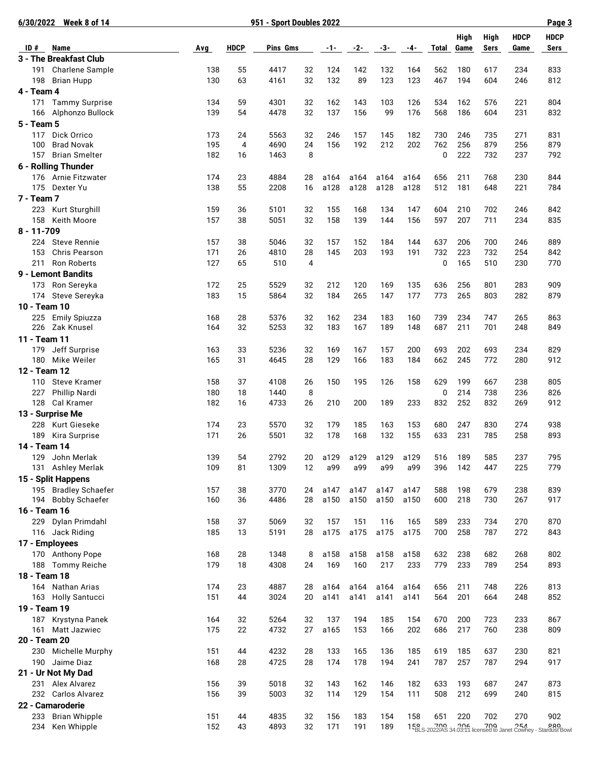6/30/2022 Week 8 of 14 — 951 - Sport Doubles 2022

| ID # | Name | Avg | HDCP | Pins | Gms | -1- | -2- | -3- | -4- | Total | High Game | High Sers | HDCP Game | HDCP Sers |
|---|---|---|---|---|---|---|---|---|---|---|---|---|---|---|
| **3 - The Breakfast Club** | | | | | | | | | | | | | | |
| 191 | Charlene Sample | 138 | 55 | 4417 | 32 | 124 | 142 | 132 | 164 | 562 | 180 | 617 | 234 | 833 |
| 198 | Brian Hupp | 130 | 63 | 4161 | 32 | 132 | 89 | 123 | 123 | 467 | 194 | 604 | 246 | 812 |
| **4 - Team 4** | | | | | | | | | | | | | | |
| 171 | Tammy Surprise | 134 | 59 | 4301 | 32 | 162 | 143 | 103 | 126 | 534 | 162 | 576 | 221 | 804 |
| 166 | Alphonzo Bullock | 139 | 54 | 4478 | 32 | 137 | 156 | 99 | 176 | 568 | 186 | 604 | 231 | 832 |
| **5 - Team 5** | | | | | | | | | | | | | | |
| 117 | Dick Orrico | 173 | 24 | 5563 | 32 | 246 | 157 | 145 | 182 | 730 | 246 | 735 | 271 | 831 |
| 100 | Brad Novak | 195 | 4 | 4690 | 24 | 156 | 192 | 212 | 202 | 762 | 256 | 879 | 256 | 879 |
| 157 | Brian Smelter | 182 | 16 | 1463 | 8 | | | | | 0 | 222 | 732 | 237 | 792 |
| **6 - Rolling Thunder** | | | | | | | | | | | | | | |
| 176 | Arnie Fitzwater | 174 | 23 | 4884 | 28 | a164 | a164 | a164 | a164 | 656 | 211 | 768 | 230 | 844 |
| 175 | Dexter Yu | 138 | 55 | 2208 | 16 | a128 | a128 | a128 | a128 | 512 | 181 | 648 | 221 | 784 |
| **7 - Team 7** | | | | | | | | | | | | | | |
| 223 | Kurt Sturghill | 159 | 36 | 5101 | 32 | 155 | 168 | 134 | 147 | 604 | 210 | 702 | 246 | 842 |
| 158 | Keith Moore | 157 | 38 | 5051 | 32 | 158 | 139 | 144 | 156 | 597 | 207 | 711 | 234 | 835 |
| **8 - 11-709** | | | | | | | | | | | | | | |
| 224 | Steve Rennie | 157 | 38 | 5046 | 32 | 157 | 152 | 184 | 144 | 637 | 206 | 700 | 246 | 889 |
| 153 | Chris Pearson | 171 | 26 | 4810 | 28 | 145 | 203 | 193 | 191 | 732 | 223 | 732 | 254 | 842 |
| 211 | Ron Roberts | 127 | 65 | 510 | 4 | | | | | 0 | 165 | 510 | 230 | 770 |
| **9 - Lemont Bandits** | | | | | | | | | | | | | | |
| 173 | Ron Sereyka | 172 | 25 | 5529 | 32 | 212 | 120 | 169 | 135 | 636 | 256 | 801 | 283 | 909 |
| 174 | Steve Sereyka | 183 | 15 | 5864 | 32 | 184 | 265 | 147 | 177 | 773 | 265 | 803 | 282 | 879 |
| **10 - Team 10** | | | | | | | | | | | | | | |
| 225 | Emily Spiuzza | 168 | 28 | 5376 | 32 | 162 | 234 | 183 | 160 | 739 | 234 | 747 | 265 | 863 |
| 226 | Zak Knusel | 164 | 32 | 5253 | 32 | 183 | 167 | 189 | 148 | 687 | 211 | 701 | 248 | 849 |
| **11 - Team 11** | | | | | | | | | | | | | | |
| 179 | Jeff Surprise | 163 | 33 | 5236 | 32 | 169 | 167 | 157 | 200 | 693 | 202 | 693 | 234 | 829 |
| 180 | Mike Weiler | 165 | 31 | 4645 | 28 | 129 | 166 | 183 | 184 | 662 | 245 | 772 | 280 | 912 |
| **12 - Team 12** | | | | | | | | | | | | | | |
| 110 | Steve Kramer | 158 | 37 | 4108 | 26 | 150 | 195 | 126 | 158 | 629 | 199 | 667 | 238 | 805 |
| 227 | Phillip Nardi | 180 | 18 | 1440 | 8 | | | | | 0 | 214 | 738 | 236 | 826 |
| 128 | Cal Kramer | 182 | 16 | 4733 | 26 | 210 | 200 | 189 | 233 | 832 | 252 | 832 | 269 | 912 |
| **13 - Surprise Me** | | | | | | | | | | | | | | |
| 228 | Kurt Gieseke | 174 | 23 | 5570 | 32 | 179 | 185 | 163 | 153 | 680 | 247 | 830 | 274 | 938 |
| 189 | Kira Surprise | 171 | 26 | 5501 | 32 | 178 | 168 | 132 | 155 | 633 | 231 | 785 | 258 | 893 |
| **14 - Team 14** | | | | | | | | | | | | | | |
| 129 | John Merlak | 139 | 54 | 2792 | 20 | a129 | a129 | a129 | a129 | 516 | 189 | 585 | 237 | 795 |
| 131 | Ashley Merlak | 109 | 81 | 1309 | 12 | a99 | a99 | a99 | a99 | 396 | 142 | 447 | 225 | 779 |
| **15 - Split Happens** | | | | | | | | | | | | | | |
| 195 | Bradley Schaefer | 157 | 38 | 3770 | 24 | a147 | a147 | a147 | a147 | 588 | 198 | 679 | 238 | 839 |
| 194 | Bobby Schaefer | 160 | 36 | 4486 | 28 | a150 | a150 | a150 | a150 | 600 | 218 | 730 | 267 | 917 |
| **16 - Team 16** | | | | | | | | | | | | | | |
| 229 | Dylan Primdahl | 158 | 37 | 5069 | 32 | 157 | 151 | 116 | 165 | 589 | 233 | 734 | 270 | 870 |
| 116 | Jack Riding | 185 | 13 | 5191 | 28 | a175 | a175 | a175 | a175 | 700 | 258 | 787 | 272 | 843 |
| **17 - Employees** | | | | | | | | | | | | | | |
| 170 | Anthony Pope | 168 | 28 | 1348 | 8 | a158 | a158 | a158 | a158 | 632 | 238 | 682 | 268 | 802 |
| 188 | Tommy Reiche | 179 | 18 | 4308 | 24 | 169 | 160 | 217 | 233 | 779 | 233 | 789 | 254 | 893 |
| **18 - Team 18** | | | | | | | | | | | | | | |
| 164 | Nathan Arias | 174 | 23 | 4887 | 28 | a164 | a164 | a164 | a164 | 656 | 211 | 748 | 226 | 813 |
| 163 | Holly Santucci | 151 | 44 | 3024 | 20 | a141 | a141 | a141 | a141 | 564 | 201 | 664 | 248 | 852 |
| **19 - Team 19** | | | | | | | | | | | | | | |
| 187 | Krystyna Panek | 164 | 32 | 5264 | 32 | 137 | 194 | 185 | 154 | 670 | 200 | 723 | 233 | 867 |
| 161 | Matt Jazwiec | 175 | 22 | 4732 | 27 | a165 | 153 | 166 | 202 | 686 | 217 | 760 | 238 | 809 |
| **20 - Team 20** | | | | | | | | | | | | | | |
| 230 | Michelle Murphy | 151 | 44 | 4232 | 28 | 133 | 165 | 136 | 185 | 619 | 185 | 637 | 230 | 821 |
| 190 | Jaime Diaz | 168 | 28 | 4725 | 28 | 174 | 178 | 194 | 241 | 787 | 257 | 787 | 294 | 917 |
| **21 - Ur Not My Dad** | | | | | | | | | | | | | | |
| 231 | Alex Alvarez | 156 | 39 | 5018 | 32 | 143 | 162 | 146 | 182 | 633 | 193 | 687 | 247 | 873 |
| 232 | Carlos Alvarez | 156 | 39 | 5003 | 32 | 114 | 129 | 154 | 111 | 508 | 212 | 699 | 240 | 815 |
| **22 - Camaroderie** | | | | | | | | | | | | | | |
| 233 | Brian Whipple | 151 | 44 | 4835 | 32 | 156 | 183 | 154 | 158 | 651 | 220 | 702 | 270 | 902 |
| 234 | Ken Whipple | 152 | 43 | 4893 | 32 | 171 | 191 | 189 | 158 | 709 | 206 | 709 | 254 | 889 |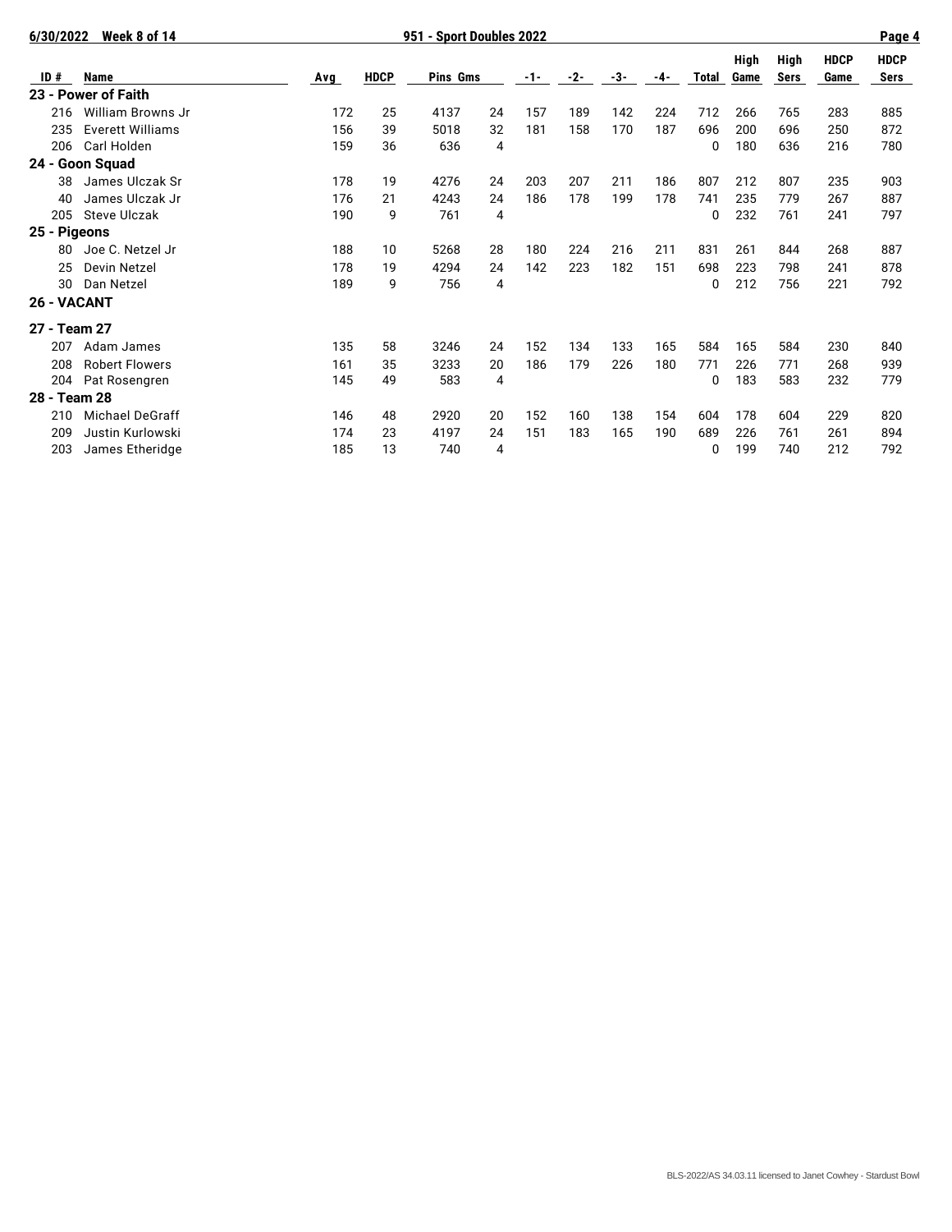| ID # | Name | Avg | HDCP | Pins | Gms | -1- | -2- | -3- | -4- | Total | High Game | High Sers | HDCP Game | HDCP Sers |
|---|---|---|---|---|---|---|---|---|---|---|---|---|---|---|
| **23 - Power of Faith** | | | | | | | | | | | | | | |
| 216 | William Browns Jr | 172 | 25 | 4137 | 24 | 157 | 189 | 142 | 224 | 712 | 266 | 765 | 283 | 885 |
| 235 | Everett Williams | 156 | 39 | 5018 | 32 | 181 | 158 | 170 | 187 | 696 | 200 | 696 | 250 | 872 |
| 206 | Carl Holden | 159 | 36 | 636 | 4 | | | | | 0 | 180 | 636 | 216 | 780 |
| **24 - Goon Squad** | | | | | | | | | | | | | | |
| 38 | James Ulczak Sr | 178 | 19 | 4276 | 24 | 203 | 207 | 211 | 186 | 807 | 212 | 807 | 235 | 903 |
| 40 | James Ulczak Jr | 176 | 21 | 4243 | 24 | 186 | 178 | 199 | 178 | 741 | 235 | 779 | 267 | 887 |
| 205 | Steve Ulczak | 190 | 9 | 761 | 4 | | | | | 0 | 232 | 761 | 241 | 797 |
| **25 - Pigeons** | | | | | | | | | | | | | | |
| 80 | Joe C. Netzel Jr | 188 | 10 | 5268 | 28 | 180 | 224 | 216 | 211 | 831 | 261 | 844 | 268 | 887 |
| 25 | Devin Netzel | 178 | 19 | 4294 | 24 | 142 | 223 | 182 | 151 | 698 | 223 | 798 | 241 | 878 |
| 30 | Dan Netzel | 189 | 9 | 756 | 4 | | | | | 0 | 212 | 756 | 221 | 792 |
| **26 - VACANT** | | | | | | | | | | | | | | |
| **27 - Team 27** | | | | | | | | | | | | | | |
| 207 | Adam James | 135 | 58 | 3246 | 24 | 152 | 134 | 133 | 165 | 584 | 165 | 584 | 230 | 840 |
| 208 | Robert Flowers | 161 | 35 | 3233 | 20 | 186 | 179 | 226 | 180 | 771 | 226 | 771 | 268 | 939 |
| 204 | Pat Rosengren | 145 | 49 | 583 | 4 | | | | | 0 | 183 | 583 | 232 | 779 |
| **28 - Team 28** | | | | | | | | | | | | | | |
| 210 | Michael DeGraff | 146 | 48 | 2920 | 20 | 152 | 160 | 138 | 154 | 604 | 178 | 604 | 229 | 820 |
| 209 | Justin Kurlowski | 174 | 23 | 4197 | 24 | 151 | 183 | 165 | 190 | 689 | 226 | 761 | 261 | 894 |
| 203 | James Etheridge | 185 | 13 | 740 | 4 | | | | | 0 | 199 | 740 | 212 | 792 |